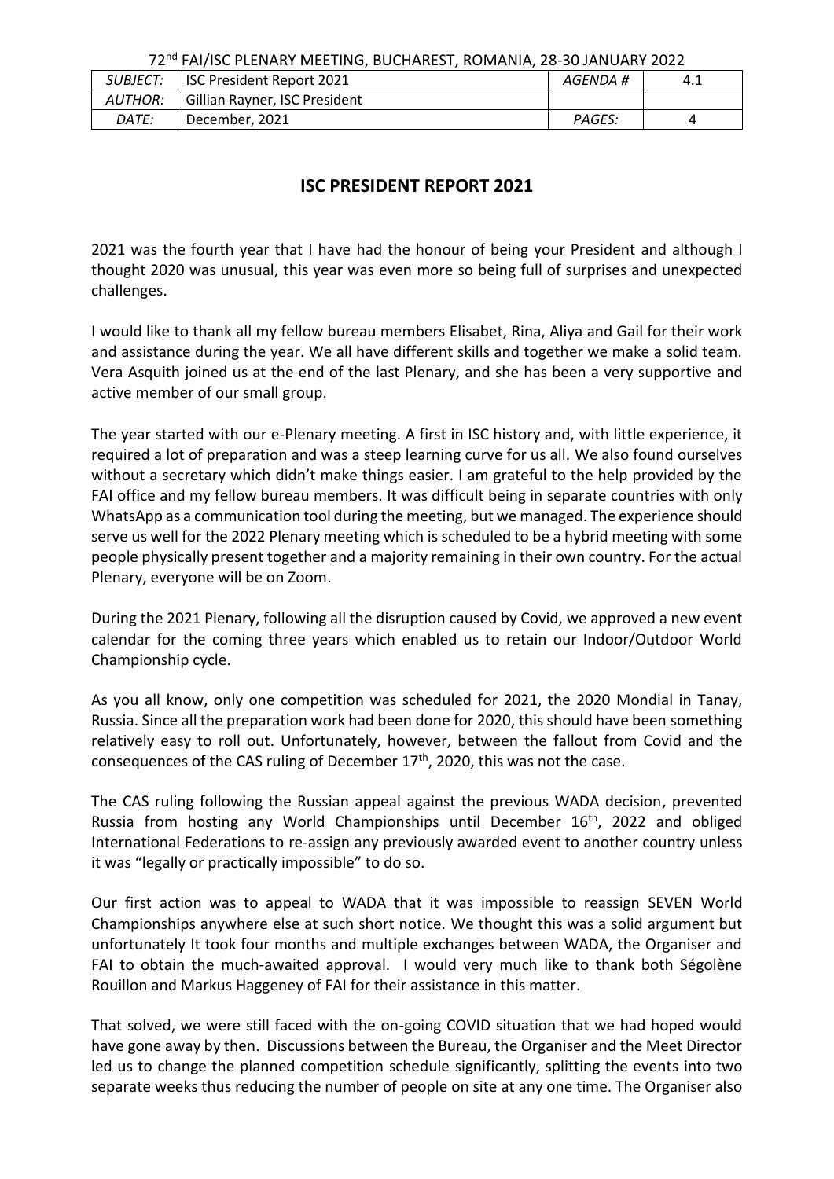72nd FAI/ISC PLENARY MEETING, BUCHAREST, ROMANIA, 28-30 JANUARY 2022

| *SUBJECT:* | ISC President Report 2021 | *AGENDA #* | 4.1 |
|---|---|---|---|
| *AUTHOR:* | Gillian Rayner, ISC President | | |
| *DATE:* | December, 2021 | *PAGES:* | 4 |

## ISC PRESIDENT REPORT 2021

2021 was the fourth year that I have had the honour of being your President and although I thought 2020 was unusual, this year was even more so being full of surprises and unexpected challenges.

I would like to thank all my fellow bureau members Elisabet, Rina, Aliya and Gail for their work and assistance during the year. We all have different skills and together we make a solid team. Vera Asquith joined us at the end of the last Plenary, and she has been a very supportive and active member of our small group.

The year started with our e-Plenary meeting. A first in ISC history and, with little experience, it required a lot of preparation and was a steep learning curve for us all. We also found ourselves without a secretary which didn't make things easier. I am grateful to the help provided by the FAI office and my fellow bureau members. It was difficult being in separate countries with only WhatsApp as a communication tool during the meeting, but we managed. The experience should serve us well for the 2022 Plenary meeting which is scheduled to be a hybrid meeting with some people physically present together and a majority remaining in their own country. For the actual Plenary, everyone will be on Zoom.

During the 2021 Plenary, following all the disruption caused by Covid, we approved a new event calendar for the coming three years which enabled us to retain our Indoor/Outdoor World Championship cycle.

As you all know, only one competition was scheduled for 2021, the 2020 Mondial in Tanay, Russia. Since all the preparation work had been done for 2020, this should have been something relatively easy to roll out. Unfortunately, however, between the fallout from Covid and the consequences of the CAS ruling of December 17th, 2020, this was not the case.

The CAS ruling following the Russian appeal against the previous WADA decision, prevented Russia from hosting any World Championships until December 16th, 2022 and obliged International Federations to re-assign any previously awarded event to another country unless it was "legally or practically impossible" to do so.

Our first action was to appeal to WADA that it was impossible to reassign SEVEN World Championships anywhere else at such short notice. We thought this was a solid argument but unfortunately It took four months and multiple exchanges between WADA, the Organiser and FAI to obtain the much-awaited approval. I would very much like to thank both Ségolène Rouillon and Markus Haggeney of FAI for their assistance in this matter.

That solved, we were still faced with the on-going COVID situation that we had hoped would have gone away by then. Discussions between the Bureau, the Organiser and the Meet Director led us to change the planned competition schedule significantly, splitting the events into two separate weeks thus reducing the number of people on site at any one time. The Organiser also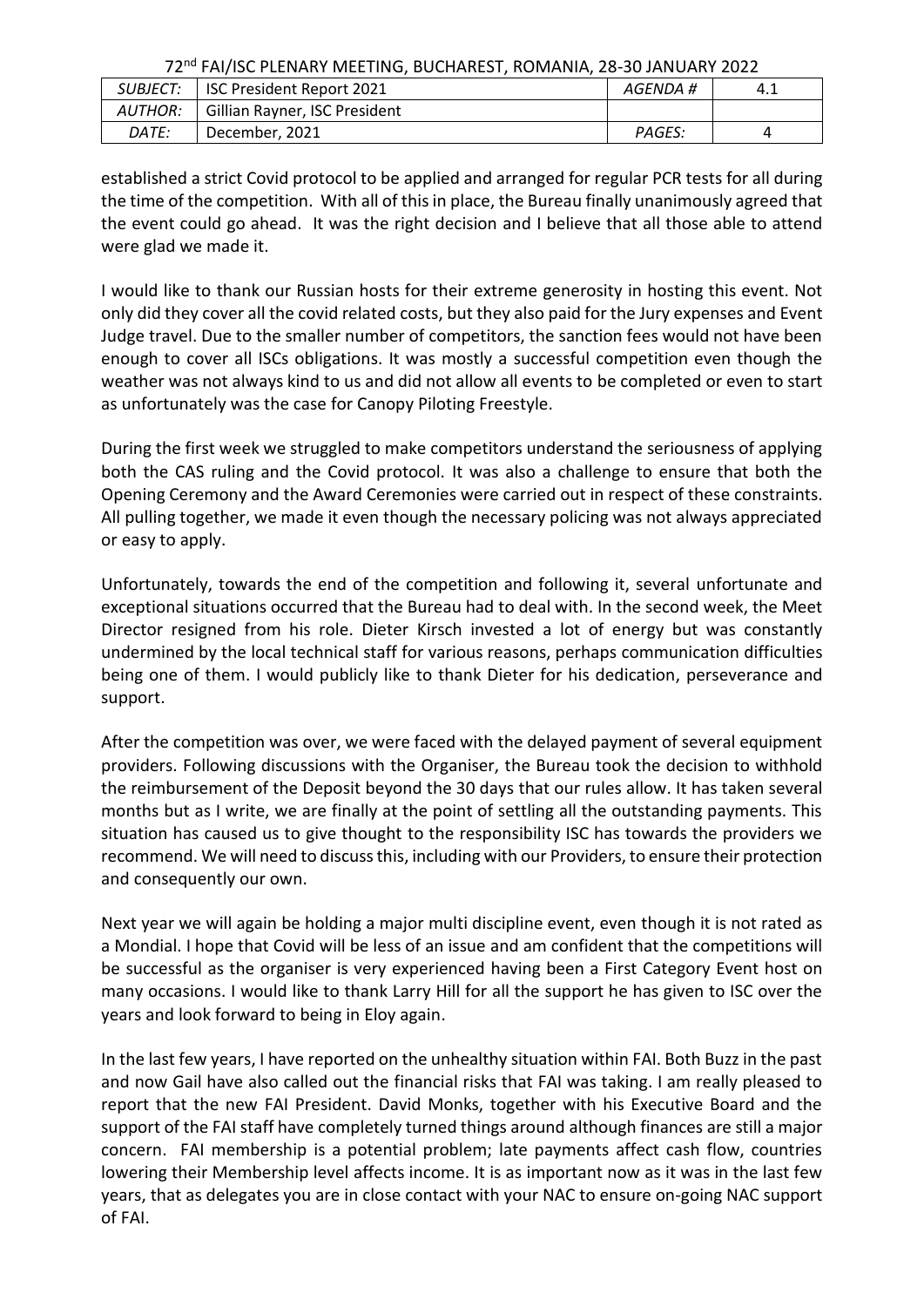established a strict Covid protocol to be applied and arranged for regular PCR tests for all during the time of the competition. With all of this in place, the Bureau finally unanimously agreed that the event could go ahead. It was the right decision and I believe that all those able to attend were glad we made it.

I would like to thank our Russian hosts for their extreme generosity in hosting this event. Not only did they cover all the covid related costs, but they also paid for the Jury expenses and Event Judge travel. Due to the smaller number of competitors, the sanction fees would not have been enough to cover all ISCs obligations. It was mostly a successful competition even though the weather was not always kind to us and did not allow all events to be completed or even to start as unfortunately was the case for Canopy Piloting Freestyle.

During the first week we struggled to make competitors understand the seriousness of applying both the CAS ruling and the Covid protocol. It was also a challenge to ensure that both the Opening Ceremony and the Award Ceremonies were carried out in respect of these constraints. All pulling together, we made it even though the necessary policing was not always appreciated or easy to apply.

Unfortunately, towards the end of the competition and following it, several unfortunate and exceptional situations occurred that the Bureau had to deal with. In the second week, the Meet Director resigned from his role. Dieter Kirsch invested a lot of energy but was constantly undermined by the local technical staff for various reasons, perhaps communication difficulties being one of them. I would publicly like to thank Dieter for his dedication, perseverance and support.

After the competition was over, we were faced with the delayed payment of several equipment providers. Following discussions with the Organiser, the Bureau took the decision to withhold the reimbursement of the Deposit beyond the 30 days that our rules allow. It has taken several months but as I write, we are finally at the point of settling all the outstanding payments. This situation has caused us to give thought to the responsibility ISC has towards the providers we recommend. We will need to discuss this, including with our Providers, to ensure their protection and consequently our own.

Next year we will again be holding a major multi discipline event, even though it is not rated as a Mondial. I hope that Covid will be less of an issue and am confident that the competitions will be successful as the organiser is very experienced having been a First Category Event host on many occasions. I would like to thank Larry Hill for all the support he has given to ISC over the years and look forward to being in Eloy again.

In the last few years, I have reported on the unhealthy situation within FAI. Both Buzz in the past and now Gail have also called out the financial risks that FAI was taking. I am really pleased to report that the new FAI President. David Monks, together with his Executive Board and the support of the FAI staff have completely turned things around although finances are still a major concern. FAI membership is a potential problem; late payments affect cash flow, countries lowering their Membership level affects income. It is as important now as it was in the last few years, that as delegates you are in close contact with your NAC to ensure on-going NAC support of FAI.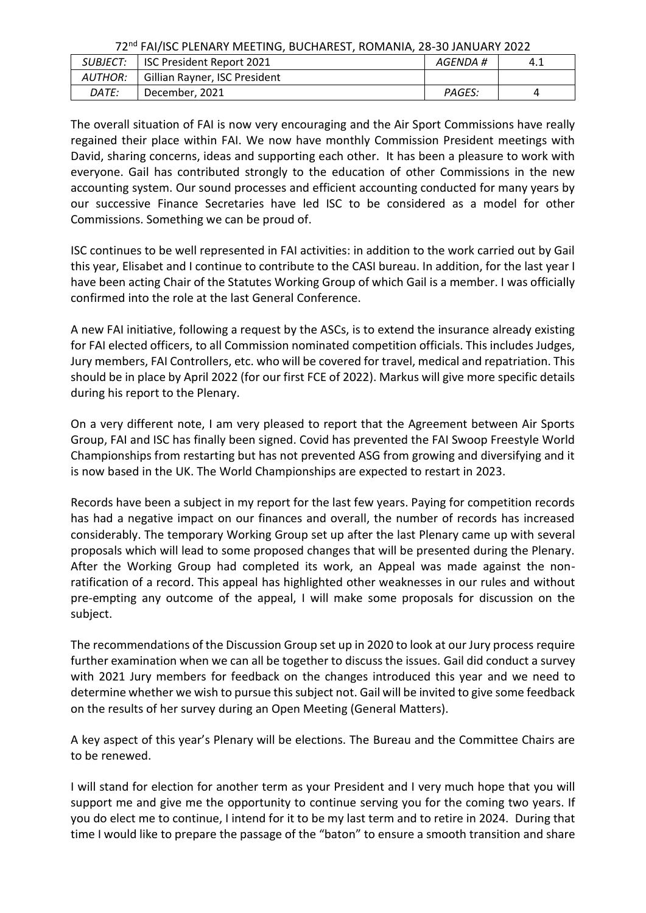72nd FAI/ISC PLENARY MEETING, BUCHAREST, ROMANIA, 28-30 JANUARY 2022

| *SUBJECT:* | ISC President Report 2021 | *AGENDA #* | 4.1 |
|---|---|---|---|
| *AUTHOR:* | Gillian Rayner, ISC President | | |
| *DATE:* | December, 2021 | *PAGES:* | 4 |

The overall situation of FAI is now very encouraging and the Air Sport Commissions have really regained their place within FAI. We now have monthly Commission President meetings with David, sharing concerns, ideas and supporting each other. It has been a pleasure to work with everyone. Gail has contributed strongly to the education of other Commissions in the new accounting system. Our sound processes and efficient accounting conducted for many years by our successive Finance Secretaries have led ISC to be considered as a model for other Commissions. Something we can be proud of.

ISC continues to be well represented in FAI activities: in addition to the work carried out by Gail this year, Elisabet and I continue to contribute to the CASI bureau. In addition, for the last year I have been acting Chair of the Statutes Working Group of which Gail is a member. I was officially confirmed into the role at the last General Conference.

A new FAI initiative, following a request by the ASCs, is to extend the insurance already existing for FAI elected officers, to all Commission nominated competition officials. This includes Judges, Jury members, FAI Controllers, etc. who will be covered for travel, medical and repatriation. This should be in place by April 2022 (for our first FCE of 2022). Markus will give more specific details during his report to the Plenary.

On a very different note, I am very pleased to report that the Agreement between Air Sports Group, FAI and ISC has finally been signed. Covid has prevented the FAI Swoop Freestyle World Championships from restarting but has not prevented ASG from growing and diversifying and it is now based in the UK. The World Championships are expected to restart in 2023.

Records have been a subject in my report for the last few years. Paying for competition records has had a negative impact on our finances and overall, the number of records has increased considerably. The temporary Working Group set up after the last Plenary came up with several proposals which will lead to some proposed changes that will be presented during the Plenary. After the Working Group had completed its work, an Appeal was made against the non-ratification of a record. This appeal has highlighted other weaknesses in our rules and without pre-empting any outcome of the appeal, I will make some proposals for discussion on the subject.

The recommendations of the Discussion Group set up in 2020 to look at our Jury process require further examination when we can all be together to discuss the issues. Gail did conduct a survey with 2021 Jury members for feedback on the changes introduced this year and we need to determine whether we wish to pursue this subject not. Gail will be invited to give some feedback on the results of her survey during an Open Meeting (General Matters).

A key aspect of this year's Plenary will be elections. The Bureau and the Committee Chairs are to be renewed.

I will stand for election for another term as your President and I very much hope that you will support me and give me the opportunity to continue serving you for the coming two years. If you do elect me to continue, I intend for it to be my last term and to retire in 2024. During that time I would like to prepare the passage of the "baton" to ensure a smooth transition and share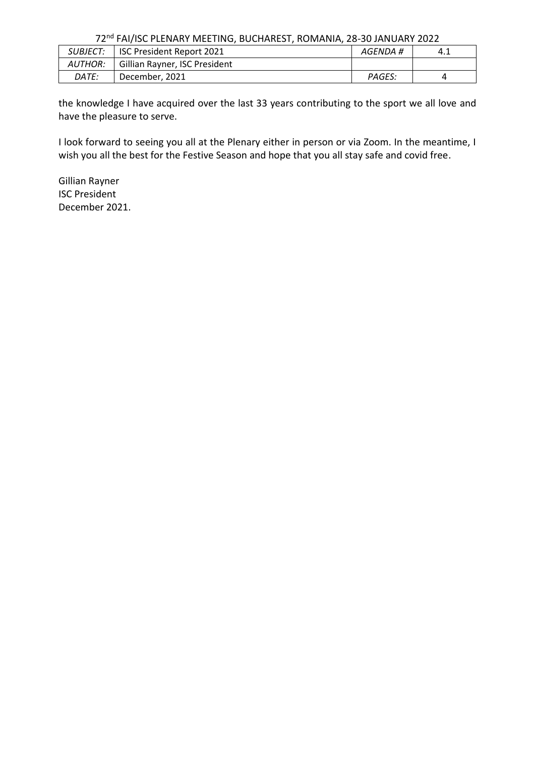the knowledge I have acquired over the last 33 years contributing to the sport we all love and have the pleasure to serve.

I look forward to seeing you all at the Plenary either in person or via Zoom. In the meantime, I wish you all the best for the Festive Season and hope that you all stay safe and covid free.

Gillian Rayner
ISC President
December 2021.